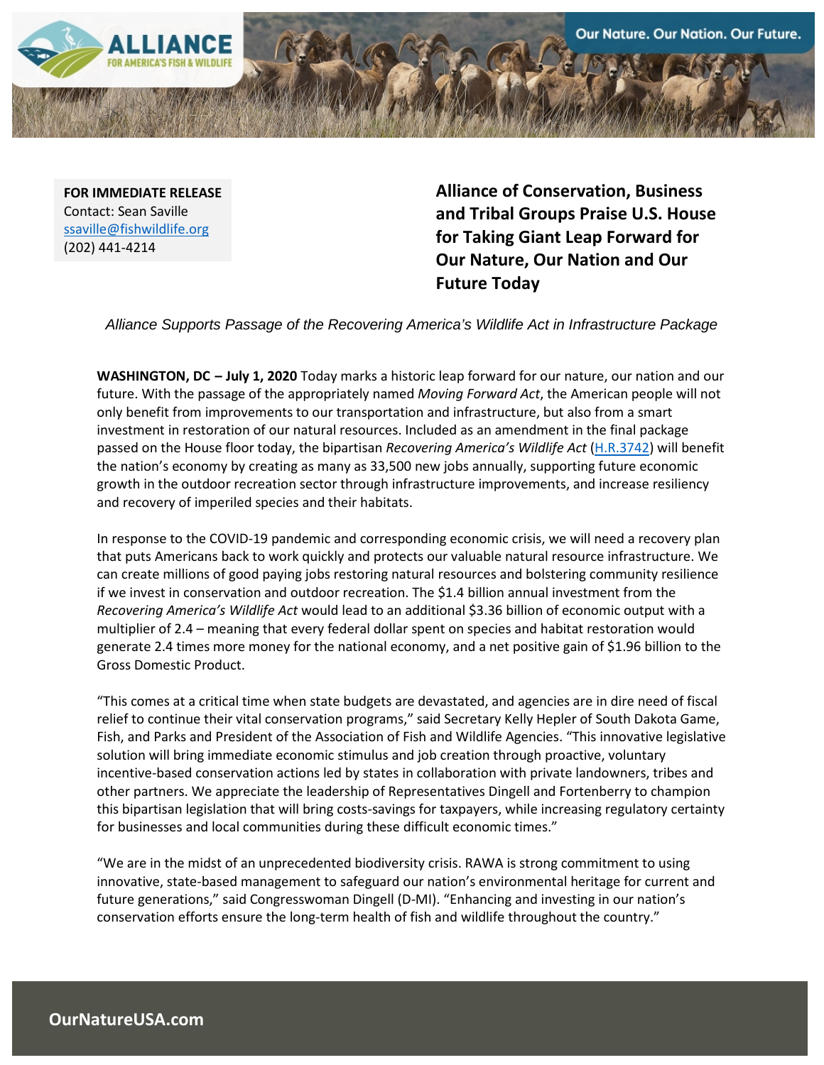**FOR IMMEDIATE RELEASE**
Contact: Sean Saville
[ssaville@fishwildlife.org](mailto:ssaville@fishwildlife.org)
(202) 441-4214

# Alliance of Conservation, Business and Tribal Groups Praise U.S. House for Taking Giant Leap Forward for Our Nature, Our Nation and Our Future Today

*Alliance Supports Passage of the Recovering America's Wildlife Act in Infrastructure Package*

**WASHINGTON, DC – July 1, 2020** Today marks a historic leap forward for our nature, our nation and our future. With the passage of the appropriately named *Moving Forward Act*, the American people will not only benefit from improvements to our transportation and infrastructure, but also from a smart investment in restoration of our natural resources. Included as an amendment in the final package passed on the House floor today, the bipartisan *Recovering America's Wildlife Act* (H.R.3742) will benefit the nation's economy by creating as many as 33,500 new jobs annually, supporting future economic growth in the outdoor recreation sector through infrastructure improvements, and increase resiliency and recovery of imperiled species and their habitats.

In response to the COVID-19 pandemic and corresponding economic crisis, we will need a recovery plan that puts Americans back to work quickly and protects our valuable natural resource infrastructure. We can create millions of good paying jobs restoring natural resources and bolstering community resilience if we invest in conservation and outdoor recreation. The $1.4 billion annual investment from the *Recovering America's Wildlife Act* would lead to an additional $3.36 billion of economic output with a multiplier of 2.4 – meaning that every federal dollar spent on species and habitat restoration would generate 2.4 times more money for the national economy, and a net positive gain of $1.96 billion to the Gross Domestic Product.

"This comes at a critical time when state budgets are devastated, and agencies are in dire need of fiscal relief to continue their vital conservation programs," said Secretary Kelly Hepler of South Dakota Game, Fish, and Parks and President of the Association of Fish and Wildlife Agencies. "This innovative legislative solution will bring immediate economic stimulus and job creation through proactive, voluntary incentive-based conservation actions led by states in collaboration with private landowners, tribes and other partners. We appreciate the leadership of Representatives Dingell and Fortenberry to champion this bipartisan legislation that will bring costs-savings for taxpayers, while increasing regulatory certainty for businesses and local communities during these difficult economic times."

"We are in the midst of an unprecedented biodiversity crisis. RAWA is strong commitment to using innovative, state-based management to safeguard our nation's environmental heritage for current and future generations," said Congresswoman Dingell (D-MI). "Enhancing and investing in our nation's conservation efforts ensure the long-term health of fish and wildlife throughout the country."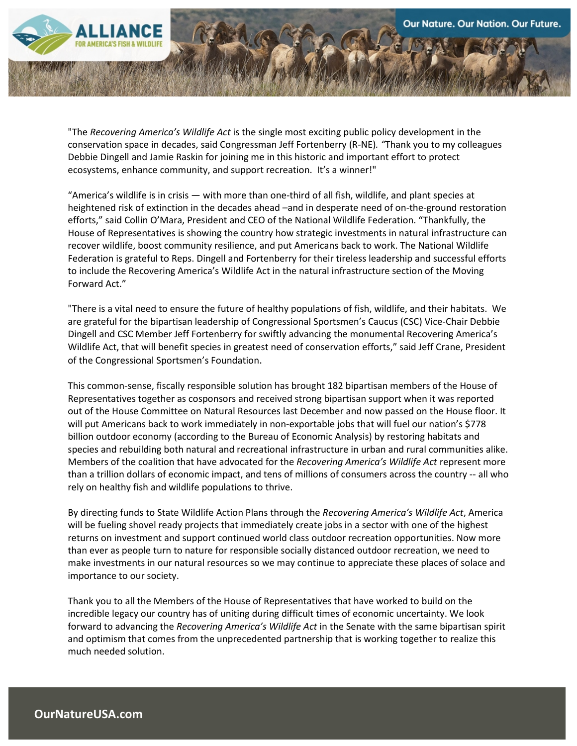"The *Recovering America's Wildlife Act* is the single most exciting public policy development in the conservation space in decades, said Congressman Jeff Fortenberry (R-NE). "Thank you to my colleagues Debbie Dingell and Jamie Raskin for joining me in this historic and important effort to protect ecosystems, enhance community, and support recreation. It's a winner!"

"America's wildlife is in crisis — with more than one-third of all fish, wildlife, and plant species at heightened risk of extinction in the decades ahead –and in desperate need of on-the-ground restoration efforts," said Collin O'Mara, President and CEO of the National Wildlife Federation. "Thankfully, the House of Representatives is showing the country how strategic investments in natural infrastructure can recover wildlife, boost community resilience, and put Americans back to work. The National Wildlife Federation is grateful to Reps. Dingell and Fortenberry for their tireless leadership and successful efforts to include the Recovering America's Wildlife Act in the natural infrastructure section of the Moving Forward Act."

"There is a vital need to ensure the future of healthy populations of fish, wildlife, and their habitats. We are grateful for the bipartisan leadership of Congressional Sportsmen's Caucus (CSC) Vice-Chair Debbie Dingell and CSC Member Jeff Fortenberry for swiftly advancing the monumental Recovering America's Wildlife Act, that will benefit species in greatest need of conservation efforts," said Jeff Crane, President of the Congressional Sportsmen's Foundation.

This common-sense, fiscally responsible solution has brought 182 bipartisan members of the House of Representatives together as cosponsors and received strong bipartisan support when it was reported out of the House Committee on Natural Resources last December and now passed on the House floor. It will put Americans back to work immediately in non-exportable jobs that will fuel our nation's $778 billion outdoor economy (according to the Bureau of Economic Analysis) by restoring habitats and species and rebuilding both natural and recreational infrastructure in urban and rural communities alike. Members of the coalition that have advocated for the *Recovering America's Wildlife Act* represent more than a trillion dollars of economic impact, and tens of millions of consumers across the country -- all who rely on healthy fish and wildlife populations to thrive.

By directing funds to State Wildlife Action Plans through the *Recovering America's Wildlife Act*, America will be fueling shovel ready projects that immediately create jobs in a sector with one of the highest returns on investment and support continued world class outdoor recreation opportunities. Now more than ever as people turn to nature for responsible socially distanced outdoor recreation, we need to make investments in our natural resources so we may continue to appreciate these places of solace and importance to our society.

Thank you to all the Members of the House of Representatives that have worked to build on the incredible legacy our country has of uniting during difficult times of economic uncertainty. We look forward to advancing the *Recovering America's Wildlife Act* in the Senate with the same bipartisan spirit and optimism that comes from the unprecedented partnership that is working together to realize this much needed solution.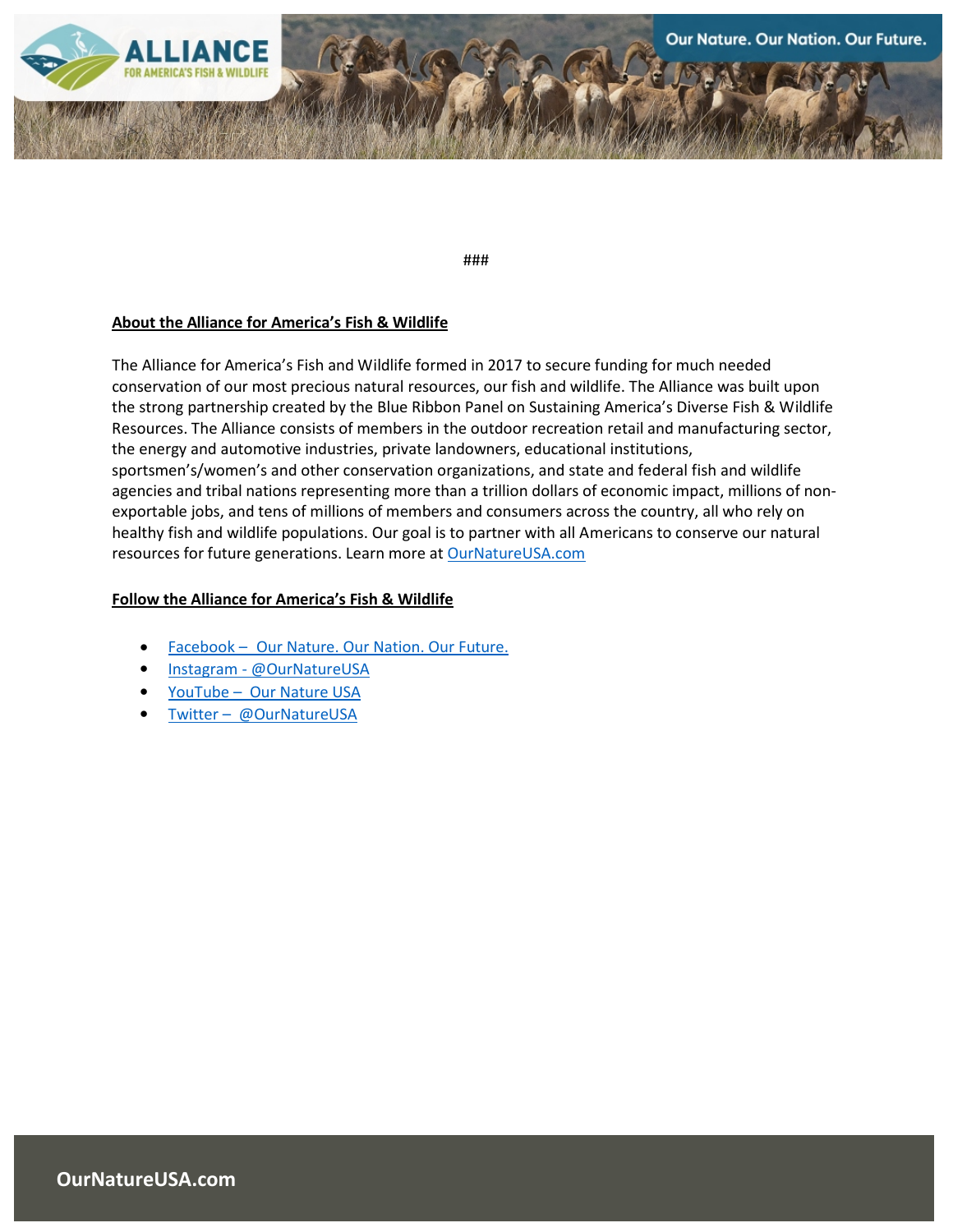###

**About the Alliance for America's Fish & Wildlife**

The Alliance for America's Fish and Wildlife formed in 2017 to secure funding for much needed conservation of our most precious natural resources, our fish and wildlife. The Alliance was built upon the strong partnership created by the Blue Ribbon Panel on Sustaining America's Diverse Fish & Wildlife Resources. The Alliance consists of members in the outdoor recreation retail and manufacturing sector, the energy and automotive industries, private landowners, educational institutions, sportsmen's/women's and other conservation organizations, and state and federal fish and wildlife agencies and tribal nations representing more than a trillion dollars of economic impact, millions of non-exportable jobs, and tens of millions of members and consumers across the country, all who rely on healthy fish and wildlife populations. Our goal is to partner with all Americans to conserve our natural resources for future generations. Learn more at OurNatureUSA.com

**Follow the Alliance for America's Fish & Wildlife**

- Facebook – Our Nature. Our Nation. Our Future.
- Instagram - @OurNatureUSA
- YouTube – Our Nature USA
- Twitter – @OurNatureUSA